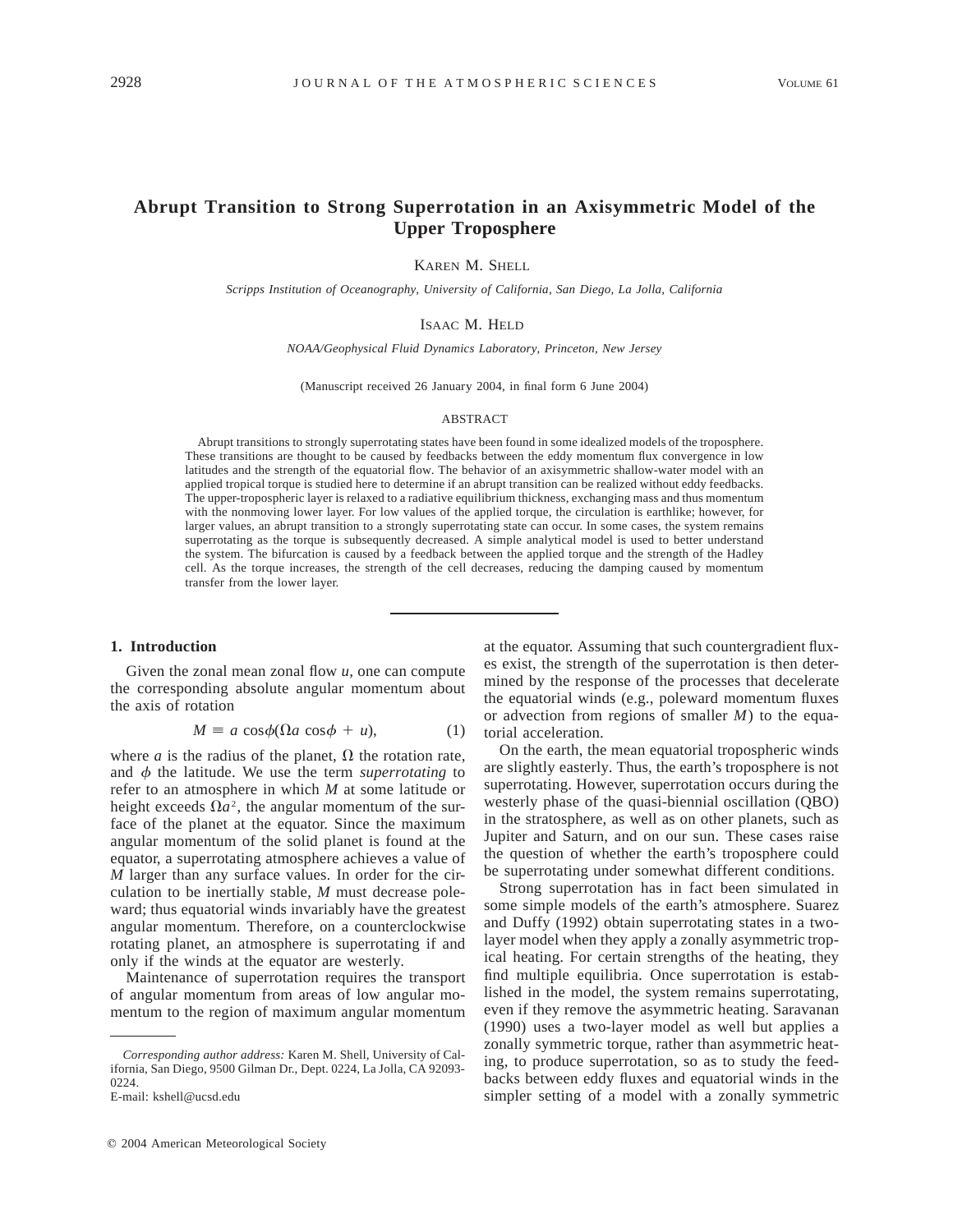# Abrupt Transition to Strong Superrotation in an Axisymmetric Model of the Upper Troposphere

KAREN M. SHELL

*Scripps Institution of Oceanography, University of California, San Diego, La Jolla, California*

ISAAC M. HELD

*NOAA/Geophysical Fluid Dynamics Laboratory, Princeton, New Jersey*

(Manuscript received 26 January 2004, in final form 6 June 2004)

## ABSTRACT

Abrupt transitions to strongly superrotating states have been found in some idealized models of the troposphere. These transitions are thought to be caused by feedbacks between the eddy momentum flux convergence in low latitudes and the strength of the equatorial flow. The behavior of an axisymmetric shallow-water model with an applied tropical torque is studied here to determine if an abrupt transition can be realized without eddy feedbacks. The upper-tropospheric layer is relaxed to a radiative equilibrium thickness, exchanging mass and thus momentum with the nonmoving lower layer. For low values of the applied torque, the circulation is earthlike; however, for larger values, an abrupt transition to a strongly superrotating state can occur. In some cases, the system remains superrotating as the torque is subsequently decreased. A simple analytical model is used to better understand the system. The bifurcation is caused by a feedback between the applied torque and the strength of the Hadley cell. As the torque increases, the strength of the cell decreases, reducing the damping caused by momentum transfer from the lower layer.

## 1. Introduction

Given the zonal mean zonal flow $u$, one can compute the corresponding absolute angular momentum about the axis of rotation

$$M \equiv a \cos\phi(\Omega a \cos\phi + u), \qquad (1)$$

where $a$ is the radius of the planet, $\Omega$ the rotation rate, and $\phi$ the latitude. We use the term *superrotating* to refer to an atmosphere in which $M$ at some latitude or height exceeds $\Omega a^2$, the angular momentum of the surface of the planet at the equator. Since the maximum angular momentum of the solid planet is found at the equator, a superrotating atmosphere achieves a value of $M$ larger than any surface values. In order for the circulation to be inertially stable, $M$ must decrease poleward; thus equatorial winds invariably have the greatest angular momentum. Therefore, on a counterclockwise rotating planet, an atmosphere is superrotating if and only if the winds at the equator are westerly.

Maintenance of superrotation requires the transport of angular momentum from areas of low angular momentum to the region of maximum angular momentum at the equator. Assuming that such countergradient fluxes exist, the strength of the superrotation is then determined by the response of the processes that decelerate the equatorial winds (e.g., poleward momentum fluxes or advection from regions of smaller $M$) to the equatorial acceleration.

On the earth, the mean equatorial tropospheric winds are slightly easterly. Thus, the earth's troposphere is not superrotating. However, superrotation occurs during the westerly phase of the quasi-biennial oscillation (QBO) in the stratosphere, as well as on other planets, such as Jupiter and Saturn, and on our sun. These cases raise the question of whether the earth's troposphere could be superrotating under somewhat different conditions.

Strong superrotation has in fact been simulated in some simple models of the earth's atmosphere. Suarez and Duffy (1992) obtain superrotating states in a two-layer model when they apply a zonally asymmetric tropical heating. For certain strengths of the heating, they find multiple equilibria. Once superrotation is established in the model, the system remains superrotating, even if they remove the asymmetric heating. Saravanan (1990) uses a two-layer model as well but applies a zonally symmetric torque, rather than asymmetric heating, to produce superrotation, so as to study the feedbacks between eddy fluxes and equatorial winds in the simpler setting of a model with a zonally symmetric

---

*Corresponding author address:* Karen M. Shell, University of California, San Diego, 9500 Gilman Dr., Dept. 0224, La Jolla, CA 92093-0224.
E-mail: kshell@ucsd.edu

© 2004 American Meteorological Society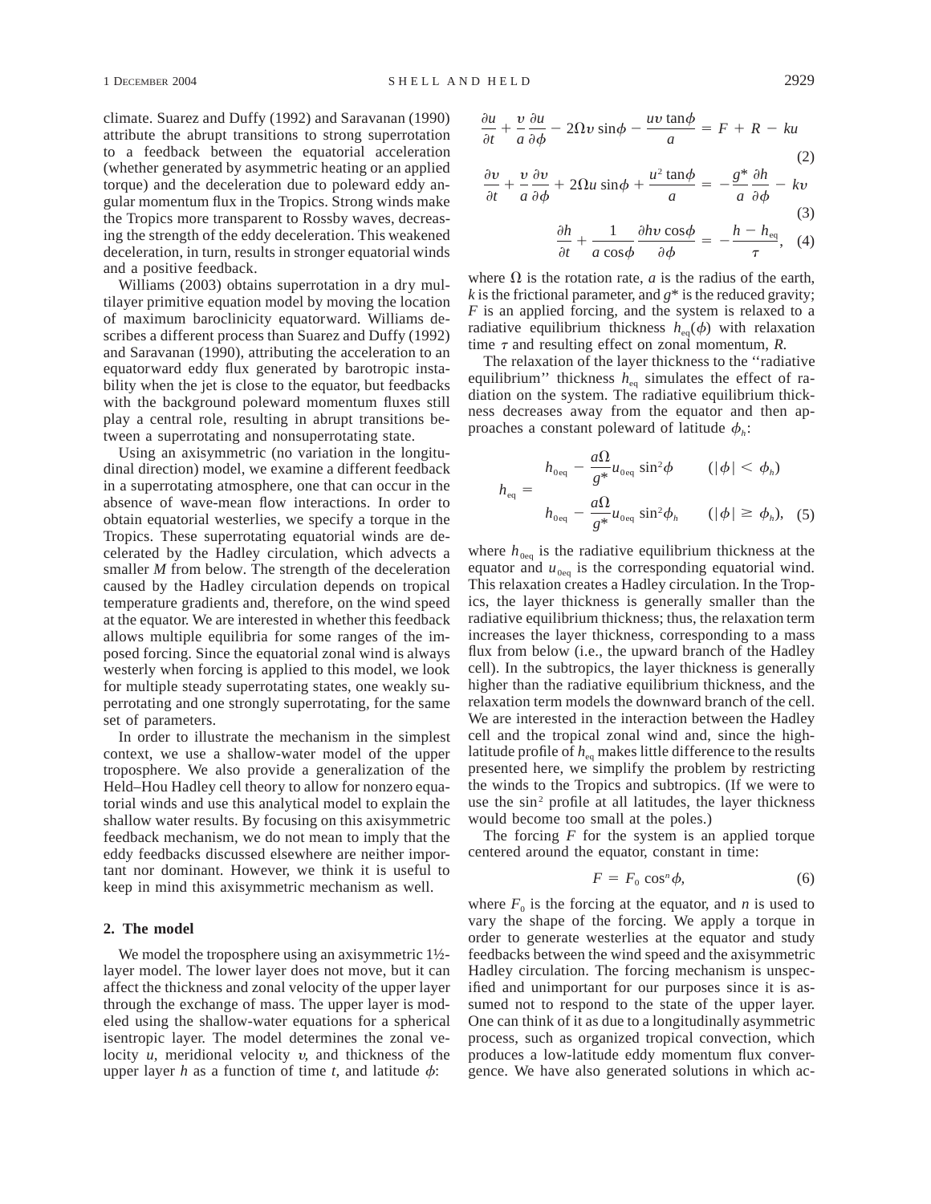climate. Suarez and Duffy (1992) and Saravanan (1990) attribute the abrupt transitions to strong superrotation to a feedback between the equatorial acceleration (whether generated by asymmetric heating or an applied torque) and the deceleration due to poleward eddy angular momentum flux in the Tropics. Strong winds make the Tropics more transparent to Rossby waves, decreasing the strength of the eddy deceleration. This weakened deceleration, in turn, results in stronger equatorial winds and a positive feedback.

Williams (2003) obtains superrotation in a dry multilayer primitive equation model by moving the location of maximum baroclinicity equatorward. Williams describes a different process than Suarez and Duffy (1992) and Saravanan (1990), attributing the acceleration to an equatorward eddy flux generated by barotropic instability when the jet is close to the equator, but feedbacks with the background poleward momentum fluxes still play a central role, resulting in abrupt transitions between a superrotating and nonsuperrotating state.

Using an axisymmetric (no variation in the longitudinal direction) model, we examine a different feedback in a superrotating atmosphere, one that can occur in the absence of wave-mean flow interactions. In order to obtain equatorial westerlies, we specify a torque in the Tropics. These superrotating equatorial winds are decelerated by the Hadley circulation, which advects a smaller $M$ from below. The strength of the deceleration caused by the Hadley circulation depends on tropical temperature gradients and, therefore, on the wind speed at the equator. We are interested in whether this feedback allows multiple equilibria for some ranges of the imposed forcing. Since the equatorial zonal wind is always westerly when forcing is applied to this model, we look for multiple steady superrotating states, one weakly superrotating and one strongly superrotating, for the same set of parameters.

In order to illustrate the mechanism in the simplest context, we use a shallow-water model of the upper troposphere. We also provide a generalization of the Held–Hou Hadley cell theory to allow for nonzero equatorial winds and use this analytical model to explain the shallow water results. By focusing on this axisymmetric feedback mechanism, we do not mean to imply that the eddy feedbacks discussed elsewhere are neither important nor dominant. However, we think it is useful to keep in mind this axisymmetric mechanism as well.

## 2. The model

We model the troposphere using an axisymmetric 1½-layer model. The lower layer does not move, but it can affect the thickness and zonal velocity of the upper layer through the exchange of mass. The upper layer is modeled using the shallow-water equations for a spherical isentropic layer. The model determines the zonal velocity $u$, meridional velocity $v$, and thickness of the upper layer $h$ as a function of time $t$, and latitude $\phi$:

$$\frac{\partial u}{\partial t} + \frac{v}{a}\frac{\partial u}{\partial \phi} - 2\Omega v \sin\phi - \frac{uv\tan\phi}{a} = F + R - ku \tag{2}$$

$$\frac{\partial v}{\partial t} + \frac{v}{a}\frac{\partial v}{\partial \phi} + 2\Omega u \sin\phi + \frac{u^2\tan\phi}{a} = -\frac{g^*}{a}\frac{\partial h}{\partial \phi} - kv \tag{3}$$

$$\frac{\partial h}{\partial t} + \frac{1}{a\cos\phi}\frac{\partial hv\cos\phi}{\partial \phi} = -\frac{h - h_{eq}}{\tau}, \tag{4}$$

where $\Omega$ is the rotation rate, $a$ is the radius of the earth, $k$ is the frictional parameter, and $g^*$ is the reduced gravity; $F$ is an applied forcing, and the system is relaxed to a radiative equilibrium thickness $h_{eq}(\phi)$ with relaxation time $\tau$ and resulting effect on zonal momentum, $R$.

The relaxation of the layer thickness to the "radiative equilibrium" thickness $h_{eq}$ simulates the effect of radiation on the system. The radiative equilibrium thickness decreases away from the equator and then approaches a constant poleward of latitude $\phi_h$:

$$h_{eq} = \begin{cases} h_{0eq} - \dfrac{a\Omega}{g^*}u_{0eq}\sin^2\phi & (|\phi| < \phi_h) \\[2ex] h_{0eq} - \dfrac{a\Omega}{g^*}u_{0eq}\sin^2\phi_h & (|\phi| \geq \phi_h), \end{cases} \tag{5}$$

where $h_{0eq}$ is the radiative equilibrium thickness at the equator and $u_{0eq}$ is the corresponding equatorial wind. This relaxation creates a Hadley circulation. In the Tropics, the layer thickness is generally smaller than the radiative equilibrium thickness; thus, the relaxation term increases the layer thickness, corresponding to a mass flux from below (i.e., the upward branch of the Hadley cell). In the subtropics, the layer thickness is generally higher than the radiative equilibrium thickness, and the relaxation term models the downward branch of the cell. We are interested in the interaction between the Hadley cell and the tropical zonal wind and, since the high-latitude profile of $h_{eq}$ makes little difference to the results presented here, we simplify the problem by restricting the winds to the Tropics and subtropics. (If we were to use the $\sin^2$ profile at all latitudes, the layer thickness would become too small at the poles.)

The forcing $F$ for the system is an applied torque centered around the equator, constant in time:

$$F = F_0 \cos^n\phi, \tag{6}$$

where $F_0$ is the forcing at the equator, and $n$ is used to vary the shape of the forcing. We apply a torque in order to generate westerlies at the equator and study feedbacks between the wind speed and the axisymmetric Hadley circulation. The forcing mechanism is unspecified and unimportant for our purposes since it is assumed not to respond to the state of the upper layer. One can think of it as due to a longitudinally asymmetric process, such as organized tropical convection, which produces a low-latitude eddy momentum flux convergence. We have also generated solutions in which ac-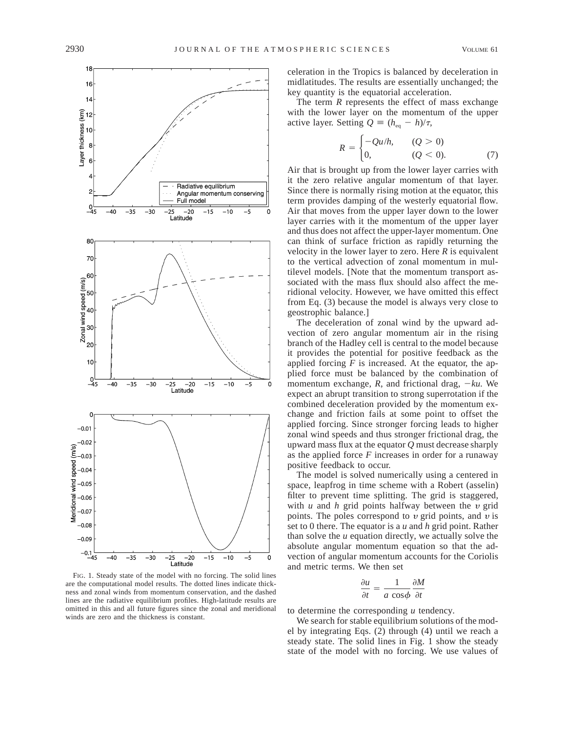FIG. 1. Steady state of the model with no forcing. The solid lines are the computational model results. The dotted lines indicate thickness and zonal winds from momentum conservation, and the dashed lines are the radiative equilibrium profiles. High-latitude results are omitted in this and all future figures since the zonal and meridional winds are zero and the thickness is constant.

celeration in the Tropics is balanced by deceleration in midlatitudes. The results are essentially unchanged; the key quantity is the equatorial acceleration.

The term $R$ represents the effect of mass exchange with the lower layer on the momentum of the upper active layer. Setting $Q \equiv (h_{eq} - h)/\tau$,

$$R = \begin{cases} -Qu/h, & (Q > 0) \\ 0, & (Q < 0). \end{cases} \qquad (7)$$

Air that is brought up from the lower layer carries with it the zero relative angular momentum of that layer. Since there is normally rising motion at the equator, this term provides damping of the westerly equatorial flow. Air that moves from the upper layer down to the lower layer carries with it the momentum of the upper layer and thus does not affect the upper-layer momentum. One can think of surface friction as rapidly returning the velocity in the lower layer to zero. Here $R$ is equivalent to the vertical advection of zonal momentum in multilevel models. [Note that the momentum transport associated with the mass flux should also affect the meridional velocity. However, we have omitted this effect from Eq. (3) because the model is always very close to geostrophic balance.]

The deceleration of zonal wind by the upward advection of zero angular momentum air in the rising branch of the Hadley cell is central to the model because it provides the potential for positive feedback as the applied forcing $F$ is increased. At the equator, the applied force must be balanced by the combination of momentum exchange, $R$, and frictional drag, $-ku$. We expect an abrupt transition to strong superrotation if the combined deceleration provided by the momentum exchange and friction fails at some point to offset the applied forcing. Since stronger forcing leads to higher zonal wind speeds and thus stronger frictional drag, the upward mass flux at the equator $Q$ must decrease sharply as the applied force $F$ increases in order for a runaway positive feedback to occur.

The model is solved numerically using a centered in space, leapfrog in time scheme with a Robert (asselin) filter to prevent time splitting. The grid is staggered, with $u$ and $h$ grid points halfway between the $v$ grid points. The poles correspond to $v$ grid points, and $v$ is set to 0 there. The equator is a $u$ and $h$ grid point. Rather than solve the $u$ equation directly, we actually solve the absolute angular momentum equation so that the advection of angular momentum accounts for the Coriolis and metric terms. We then set

$$\frac{\partial u}{\partial t} = \frac{1}{a \cos\phi} \frac{\partial M}{\partial t}$$

to determine the corresponding $u$ tendency.

We search for stable equilibrium solutions of the model by integrating Eqs. (2) through (4) until we reach a steady state. The solid lines in Fig. 1 show the steady state of the model with no forcing. We use values of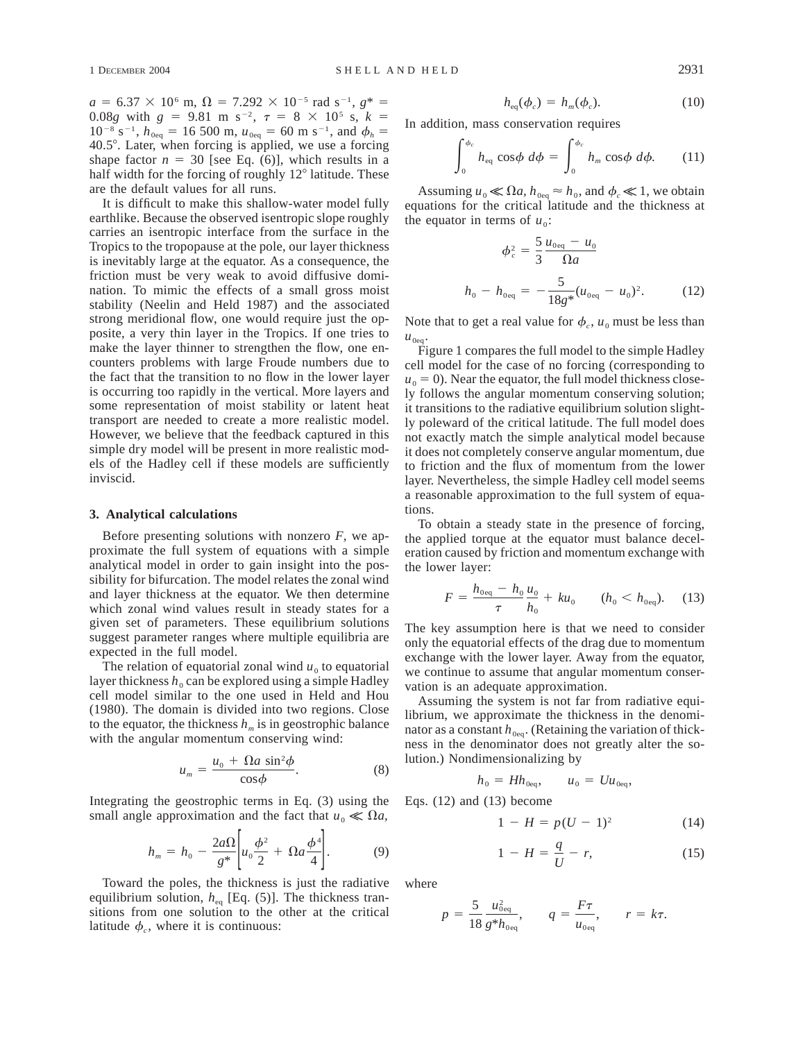$a = 6.37 \times 10^6$ m, $\Omega = 7.292 \times 10^{-5}$ rad s$^{-1}$, $g^* = 0.08g$ with $g = 9.81$ m s$^{-2}$, $\tau = 8 \times 10^5$ s, $k = 10^{-8}$ s$^{-1}$, $h_{0\mathrm{eq}} = 16\,500$ m, $u_{0\mathrm{eq}} = 60$ m s$^{-1}$, and $\phi_h = 40.5°$. Later, when forcing is applied, we use a forcing shape factor $n = 30$ [see Eq. (6)], which results in a half width for the forcing of roughly 12° latitude. These are the default values for all runs.

It is difficult to make this shallow-water model fully earthlike. Because the observed isentropic slope roughly carries an isentropic interface from the surface in the Tropics to the tropopause at the pole, our layer thickness is inevitably large at the equator. As a consequence, the friction must be very weak to avoid diffusive domination. To mimic the effects of a small gross moist stability (Neelin and Held 1987) and the associated strong meridional flow, one would require just the opposite, a very thin layer in the Tropics. If one tries to make the layer thinner to strengthen the flow, one encounters problems with large Froude numbers due to the fact that the transition to no flow in the lower layer is occurring too rapidly in the vertical. More layers and some representation of moist stability or latent heat transport are needed to create a more realistic model. However, we believe that the feedback captured in this simple dry model will be present in more realistic models of the Hadley cell if these models are sufficiently inviscid.

## 3. Analytical calculations

Before presenting solutions with nonzero $F$, we approximate the full system of equations with a simple analytical model in order to gain insight into the possibility for bifurcation. The model relates the zonal wind and layer thickness at the equator. We then determine which zonal wind values result in steady states for a given set of parameters. These equilibrium solutions suggest parameter ranges where multiple equilibria are expected in the full model.

The relation of equatorial zonal wind $u_0$ to equatorial layer thickness $h_0$ can be explored using a simple Hadley cell model similar to the one used in Held and Hou (1980). The domain is divided into two regions. Close to the equator, the thickness $h_m$ is in geostrophic balance with the angular momentum conserving wind:

$$u_m = \frac{u_0 + \Omega a \sin^2\phi}{\cos\phi}. \tag{8}$$

Integrating the geostrophic terms in Eq. (3) using the small angle approximation and the fact that $u_0 \ll \Omega a$,

$$h_m = h_0 - \frac{2a\Omega}{g^*}\left[u_0\frac{\phi^2}{2} + \Omega a\frac{\phi^4}{4}\right]. \tag{9}$$

Toward the poles, the thickness is just the radiative equilibrium solution, $h_{\mathrm{eq}}$ [Eq. (5)]. The thickness transitions from one solution to the other at the critical latitude $\phi_c$, where it is continuous:

$$h_{\mathrm{eq}}(\phi_c) = h_m(\phi_c). \tag{10}$$

In addition, mass conservation requires

$$\int_0^{\phi_c} h_{\mathrm{eq}} \cos\phi \, d\phi = \int_0^{\phi_c} h_m \cos\phi \, d\phi. \tag{11}$$

Assuming $u_0 \ll \Omega a$, $h_{0\mathrm{eq}} \approx h_0$, and $\phi_c \ll 1$, we obtain equations for the critical latitude and the thickness at the equator in terms of $u_0$:

$$\phi_c^2 = \frac{5}{3}\frac{u_{0\mathrm{eq}} - u_0}{\Omega a}$$

$$h_0 - h_{0\mathrm{eq}} = -\frac{5}{18g^*}(u_{0\mathrm{eq}} - u_0)^2. \tag{12}$$

Note that to get a real value for $\phi_c$, $u_0$ must be less than $u_{0\mathrm{eq}}$.

Figure 1 compares the full model to the simple Hadley cell model for the case of no forcing (corresponding to $u_0 = 0$). Near the equator, the full model thickness closely follows the angular momentum conserving solution; it transitions to the radiative equilibrium solution slightly poleward of the critical latitude. The full model does not exactly match the simple analytical model because it does not completely conserve angular momentum, due to friction and the flux of momentum from the lower layer. Nevertheless, the simple Hadley cell model seems a reasonable approximation to the full system of equations.

To obtain a steady state in the presence of forcing, the applied torque at the equator must balance deceleration caused by friction and momentum exchange with the lower layer:

$$F = \frac{h_{0\mathrm{eq}} - h_0}{\tau}\frac{u_0}{h_0} + ku_0 \qquad (h_0 < h_{0\mathrm{eq}}). \tag{13}$$

The key assumption here is that we need to consider only the equatorial effects of the drag due to momentum exchange with the lower layer. Away from the equator, we continue to assume that angular momentum conservation is an adequate approximation.

Assuming the system is not far from radiative equilibrium, we approximate the thickness in the denominator as a constant $h_{0\mathrm{eq}}$. (Retaining the variation of thickness in the denominator does not greatly alter the solution.) Nondimensionalizing by

$$h_0 = Hh_{0\mathrm{eq}}, \qquad u_0 = Uu_{0\mathrm{eq}},$$

Eqs. (12) and (13) become

$$1 - H = p(U - 1)^2 \tag{14}$$

$$1 - H = \frac{q}{U} - r, \tag{15}$$

where

$$p = \frac{5}{18}\frac{u_{0\mathrm{eq}}^2}{g^* h_{0\mathrm{eq}}}, \qquad q = \frac{F\tau}{u_{0\mathrm{eq}}}, \qquad r = k\tau.$$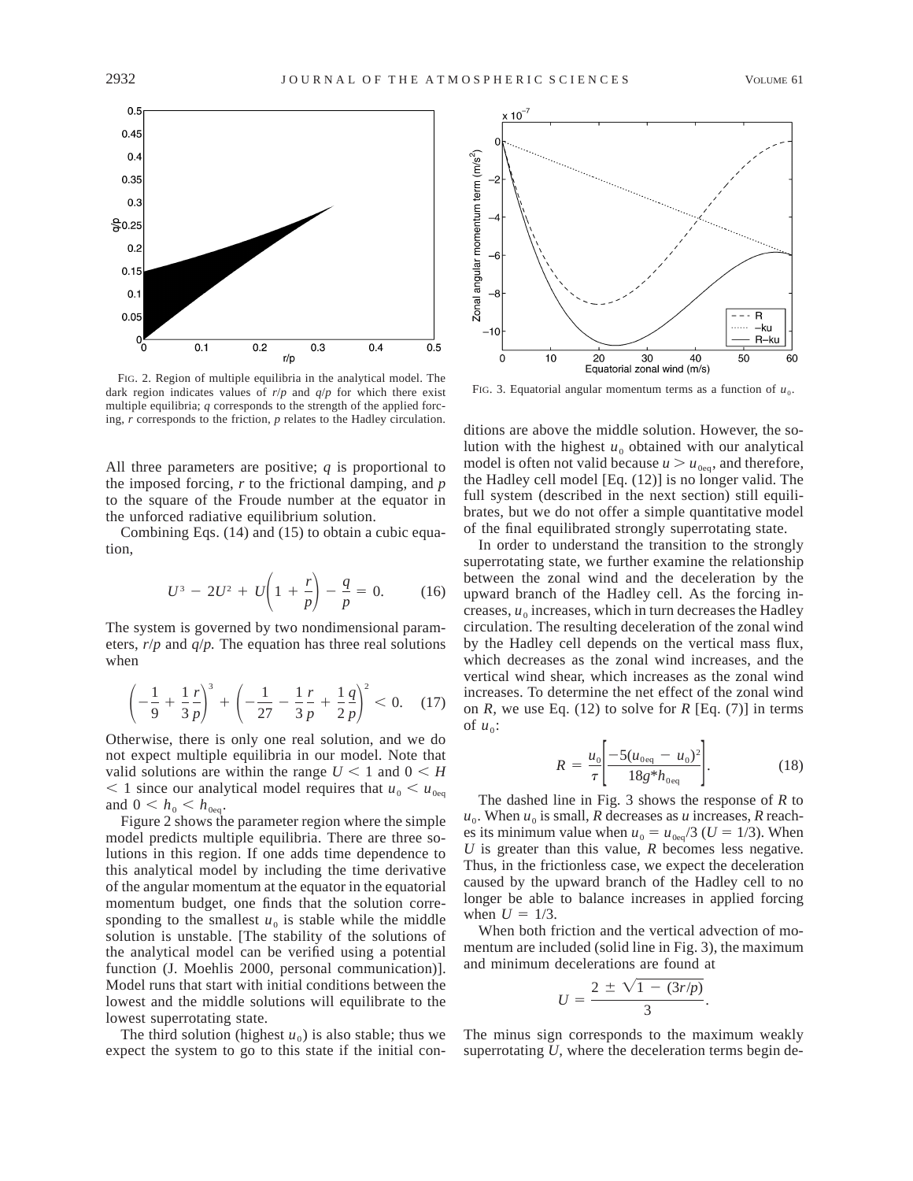FIG. 2. Region of multiple equilibria in the analytical model. The dark region indicates values of $r/p$ and $q/p$ for which there exist multiple equilibria; $q$ corresponds to the strength of the applied forcing, $r$ corresponds to the friction, $p$ relates to the Hadley circulation.

FIG. 3. Equatorial angular momentum terms as a function of $u_0$.

All three parameters are positive; $q$ is proportional to the imposed forcing, $r$ to the frictional damping, and $p$ to the square of the Froude number at the equator in the unforced radiative equilibrium solution.

Combining Eqs. (14) and (15) to obtain a cubic equation,

$$U^3 - 2U^2 + U\left(1 + \frac{r}{p}\right) - \frac{q}{p} = 0. \tag{16}$$

The system is governed by two nondimensional parameters, $r/p$ and $q/p$. The equation has three real solutions when

$$\left(-\frac{1}{9} + \frac{1}{3}\frac{r}{p}\right)^3 + \left(-\frac{1}{27} - \frac{1}{3}\frac{r}{p} + \frac{1}{2}\frac{q}{p}\right)^2 < 0. \tag{17}$$

Otherwise, there is only one real solution, and we do not expect multiple equilibria in our model. Note that valid solutions are within the range $U < 1$ and $0 < H < 1$ since our analytical model requires that $u_0 < u_{0\mathrm{eq}}$ and $0 < h_0 < h_{0\mathrm{eq}}$.

Figure 2 shows the parameter region where the simple model predicts multiple equilibria. There are three solutions in this region. If one adds time dependence to this analytical model by including the time derivative of the angular momentum at the equator in the equatorial momentum budget, one finds that the solution corresponding to the smallest $u_0$ is stable while the middle solution is unstable. [The stability of the solutions of the analytical model can be verified using a potential function (J. Moehlis 2000, personal communication)]. Model runs that start with initial conditions between the lowest and the middle solutions will equilibrate to the lowest superrotating state.

The third solution (highest $u_0$) is also stable; thus we expect the system to go to this state if the initial conditions are above the middle solution. However, the solution with the highest $u_0$ obtained with our analytical model is often not valid because $u > u_{0\mathrm{eq}}$, and therefore, the Hadley cell model [Eq. (12)] is no longer valid. The full system (described in the next section) still equilibrates, but we do not offer a simple quantitative model of the final equilibrated strongly superrotating state.

In order to understand the transition to the strongly superrotating state, we further examine the relationship between the zonal wind and the deceleration by the upward branch of the Hadley cell. As the forcing increases, $u_0$ increases, which in turn decreases the Hadley circulation. The resulting deceleration of the zonal wind by the Hadley cell depends on the vertical mass flux, which decreases as the zonal wind increases, and the vertical wind shear, which increases as the zonal wind increases. To determine the net effect of the zonal wind on $R$, we use Eq. (12) to solve for $R$ [Eq. (7)] in terms of $u_0$:

$$R = \frac{u_0}{\tau}\left[\frac{-5(u_{0\mathrm{eq}} - u_0)^2}{18g^*h_{0\mathrm{eq}}}\right]. \tag{18}$$

The dashed line in Fig. 3 shows the response of $R$ to $u_0$. When $u_0$ is small, $R$ decreases as $u$ increases, $R$ reaches its minimum value when $u_0 = u_{0\mathrm{eq}}/3$ ($U = 1/3$). When $U$ is greater than this value, $R$ becomes less negative. Thus, in the frictionless case, we expect the deceleration caused by the upward branch of the Hadley cell to no longer be able to balance increases in applied forcing when $U = 1/3$.

When both friction and the vertical advection of momentum are included (solid line in Fig. 3), the maximum and minimum decelerations are found at

$$U = \frac{2 \pm \sqrt{1 - (3r/p)}}{3}.$$

The minus sign corresponds to the maximum weakly superrotating $U$, where the deceleration terms begin de-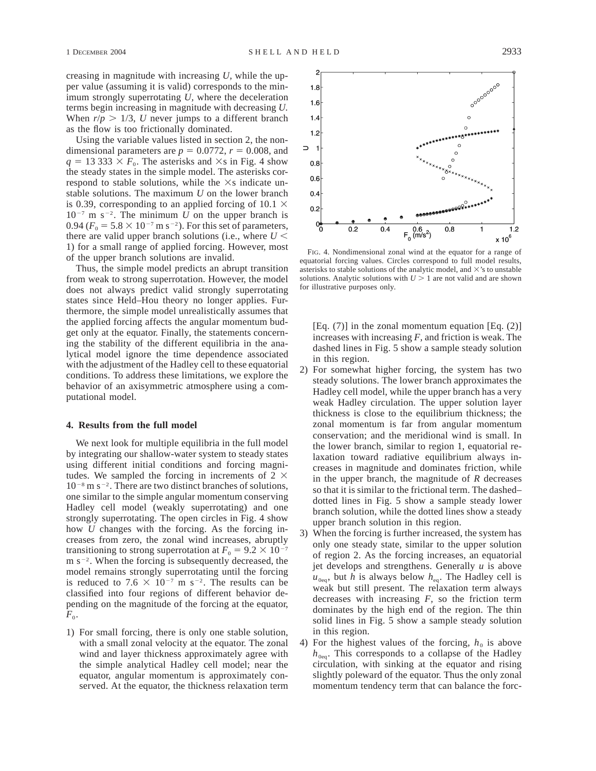creasing in magnitude with increasing $U$, while the upper value (assuming it is valid) corresponds to the minimum strongly superrotating $U$, where the deceleration terms begin increasing in magnitude with decreasing $U$. When $r/p > 1/3$, $U$ never jumps to a different branch as the flow is too frictionally dominated.

Using the variable values listed in section 2, the nondimensional parameters are $p = 0.0772$, $r = 0.008$, and $q = 13\,333 \times F_0$. The asterisks and $\times$s in Fig. 4 show the steady states in the simple model. The asterisks correspond to stable solutions, while the $\times$s indicate unstable solutions. The maximum $U$ on the lower branch is 0.39, corresponding to an applied forcing of $10.1 \times 10^{-7}$ m s$^{-2}$. The minimum $U$ on the upper branch is 0.94 ($F_0 = 5.8 \times 10^{-7}$ m s$^{-2}$). For this set of parameters, there are valid upper branch solutions (i.e., where $U < 1$) for a small range of applied forcing. However, most of the upper branch solutions are invalid.

Thus, the simple model predicts an abrupt transition from weak to strong superrotation. However, the model does not always predict valid strongly superrotating states since Held–Hou theory no longer applies. Furthermore, the simple model unrealistically assumes that the applied forcing affects the angular momentum budget only at the equator. Finally, the statements concerning the stability of the different equilibria in the analytical model ignore the time dependence associated with the adjustment of the Hadley cell to these equatorial conditions. To address these limitations, we explore the behavior of an axisymmetric atmosphere using a computational model.

## 4. Results from the full model

We next look for multiple equilibria in the full model by integrating our shallow-water system to steady states using different initial conditions and forcing magnitudes. We sampled the forcing in increments of $2 \times 10^{-8}$ m s$^{-2}$. There are two distinct branches of solutions, one similar to the simple angular momentum conserving Hadley cell model (weakly superrotating) and one strongly superrotating. The open circles in Fig. 4 show how $U$ changes with the forcing. As the forcing increases from zero, the zonal wind increases, abruptly transitioning to strong superrotation at $F_0 = 9.2 \times 10^{-7}$ m s$^{-2}$. When the forcing is subsequently decreased, the model remains strongly superrotating until the forcing is reduced to $7.6 \times 10^{-7}$ m s$^{-2}$. The results can be classified into four regions of different behavior depending on the magnitude of the forcing at the equator, $F_0$.

FIG. 4. Nondimensional zonal wind at the equator for a range of equatorial forcing values. Circles correspond to full model results, asterisks to stable solutions of the analytic model, and $\times$'s to unstable solutions. Analytic solutions with $U > 1$ are not valid and are shown for illustrative purposes only.

1) For small forcing, there is only one stable solution, with a small zonal velocity at the equator. The zonal wind and layer thickness approximately agree with the simple analytical Hadley cell model; near the equator, angular momentum is approximately conserved. At the equator, the thickness relaxation term [Eq. (7)] in the zonal momentum equation [Eq. (2)] increases with increasing $F$, and friction is weak. The dashed lines in Fig. 5 show a sample steady solution in this region.
2) For somewhat higher forcing, the system has two steady solutions. The lower branch approximates the Hadley cell model, while the upper branch has a very weak Hadley circulation. The upper solution layer thickness is close to the equilibrium thickness; the zonal momentum is far from angular momentum conservation; and the meridional wind is small. In the lower branch, similar to region 1, equatorial relaxation toward radiative equilibrium always increases in magnitude and dominates friction, while in the upper branch, the magnitude of $R$ decreases so that it is similar to the frictional term. The dashed–dotted lines in Fig. 5 show a sample steady lower branch solution, while the dotted lines show a steady upper branch solution in this region.
3) When the forcing is further increased, the system has only one steady state, similar to the upper solution of region 2. As the forcing increases, an equatorial jet develops and strengthens. Generally $u$ is above $u_{0\mathrm{eq}}$, but $h$ is always below $h_{\mathrm{eq}}$. The Hadley cell is weak but still present. The relaxation term always decreases with increasing $F$, so the friction term dominates by the high end of the region. The thin solid lines in Fig. 5 show a sample steady solution in this region.
4) For the highest values of the forcing, $h_0$ is above $h_{0\mathrm{eq}}$. This corresponds to a collapse of the Hadley circulation, with sinking at the equator and rising slightly poleward of the equator. Thus the only zonal momentum tendency term that can balance the forc-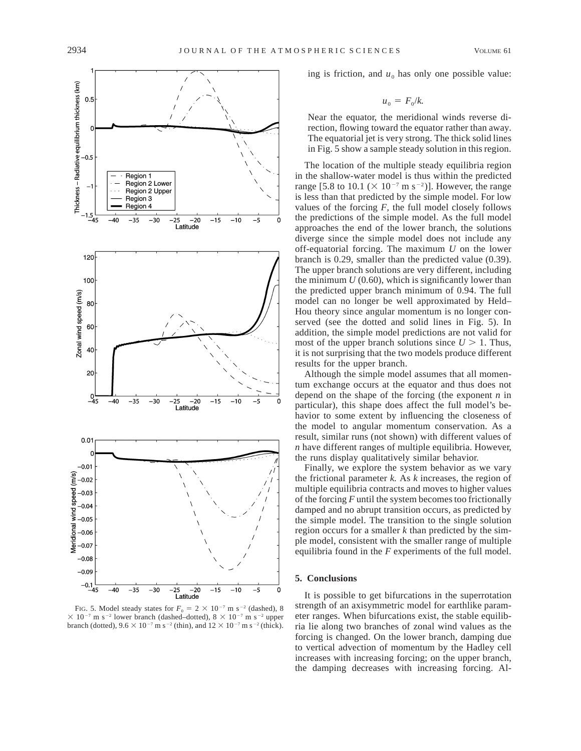ing is friction, and $u_0$ has only one possible value:

$$u_0 = F_0/k.$$

Near the equator, the meridional winds reverse direction, flowing toward the equator rather than away. The equatorial jet is very strong. The thick solid lines in Fig. 5 show a sample steady solution in this region.

The location of the multiple steady equilibria region in the shallow-water model is thus within the predicted range [5.8 to 10.1 ($\times 10^{-7}$ m s$^{-2}$)]. However, the range is less than that predicted by the simple model. For low values of the forcing $F$, the full model closely follows the predictions of the simple model. As the full model approaches the end of the lower branch, the solutions diverge since the simple model does not include any off-equatorial forcing. The maximum $U$ on the lower branch is 0.29, smaller than the predicted value (0.39). The upper branch solutions are very different, including the minimum $U$ (0.60), which is significantly lower than the predicted upper branch minimum of 0.94. The full model can no longer be well approximated by Held–Hou theory since angular momentum is no longer conserved (see the dotted and solid lines in Fig. 5). In addition, the simple model predictions are not valid for most of the upper branch solutions since $U > 1$. Thus, it is not surprising that the two models produce different results for the upper branch.

Although the simple model assumes that all momentum exchange occurs at the equator and thus does not depend on the shape of the forcing (the exponent $n$ in particular), this shape does affect the full model's behavior to some extent by influencing the closeness of the model to angular momentum conservation. As a result, similar runs (not shown) with different values of $n$ have different ranges of multiple equilibria. However, the runs display qualitatively similar behavior.

Finally, we explore the system behavior as we vary the frictional parameter $k$. As $k$ increases, the region of multiple equilibria contracts and moves to higher values of the forcing $F$ until the system becomes too frictionally damped and no abrupt transition occurs, as predicted by the simple model. The transition to the single solution region occurs for a smaller $k$ than predicted by the simple model, consistent with the smaller range of multiple equilibria found in the $F$ experiments of the full model.

FIG. 5. Model steady states for $F_0 = 2 \times 10^{-7}$ m s$^{-2}$ (dashed), $8 \times 10^{-7}$ m s$^{-2}$ lower branch (dashed–dotted), $8 \times 10^{-7}$ m s$^{-2}$ upper branch (dotted), $9.6 \times 10^{-7}$ m s$^{-2}$ (thin), and $12 \times 10^{-7}$ m s$^{-2}$ (thick).

## 5. Conclusions

It is possible to get bifurcations in the superrotation strength of an axisymmetric model for earthlike parameter ranges. When bifurcations exist, the stable equilibria lie along two branches of zonal wind values as the forcing is changed. On the lower branch, damping due to vertical advection of momentum by the Hadley cell increases with increasing forcing; on the upper branch, the damping decreases with increasing forcing. Al-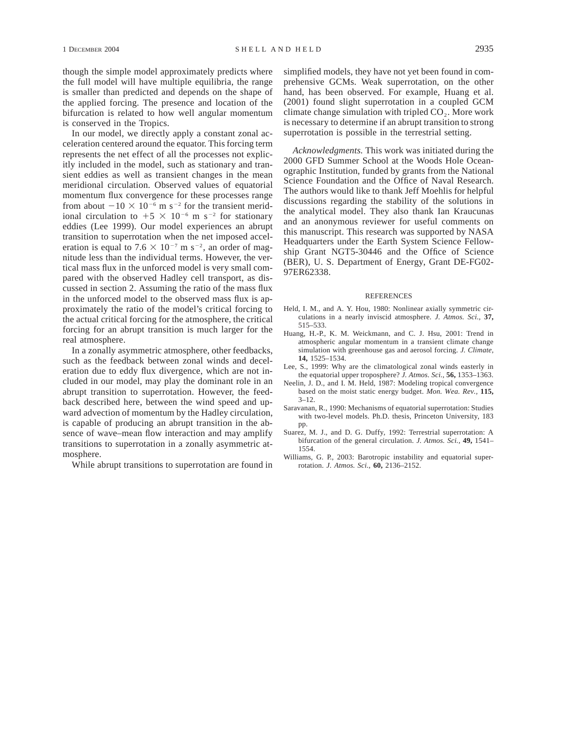though the simple model approximately predicts where the full model will have multiple equilibria, the range is smaller than predicted and depends on the shape of the applied forcing. The presence and location of the bifurcation is related to how well angular momentum is conserved in the Tropics.

In our model, we directly apply a constant zonal acceleration centered around the equator. This forcing term represents the net effect of all the processes not explicitly included in the model, such as stationary and transient eddies as well as transient changes in the mean meridional circulation. Observed values of equatorial momentum flux convergence for these processes range from about $-10 \times 10^{-6}$ m s$^{-2}$ for the transient meridional circulation to $+5 \times 10^{-6}$ m s$^{-2}$ for stationary eddies (Lee 1999). Our model experiences an abrupt transition to superrotation when the net imposed acceleration is equal to $7.6 \times 10^{-7}$ m s$^{-2}$, an order of magnitude less than the individual terms. However, the vertical mass flux in the unforced model is very small compared with the observed Hadley cell transport, as discussed in section 2. Assuming the ratio of the mass flux in the unforced model to the observed mass flux is approximately the ratio of the model's critical forcing to the actual critical forcing for the atmosphere, the critical forcing for an abrupt transition is much larger for the real atmosphere.

In a zonally asymmetric atmosphere, other feedbacks, such as the feedback between zonal winds and deceleration due to eddy flux divergence, which are not included in our model, may play the dominant role in an abrupt transition to superrotation. However, the feedback described here, between the wind speed and upward advection of momentum by the Hadley circulation, is capable of producing an abrupt transition in the absence of wave–mean flow interaction and may amplify transitions to superrotation in a zonally asymmetric atmosphere.

While abrupt transitions to superrotation are found in simplified models, they have not yet been found in comprehensive GCMs. Weak superrotation, on the other hand, has been observed. For example, Huang et al. (2001) found slight superrotation in a coupled GCM climate change simulation with tripled $CO_2$. More work is necessary to determine if an abrupt transition to strong superrotation is possible in the terrestrial setting.

*Acknowledgments.* This work was initiated during the 2000 GFD Summer School at the Woods Hole Oceanographic Institution, funded by grants from the National Science Foundation and the Office of Naval Research. The authors would like to thank Jeff Moehlis for helpful discussions regarding the stability of the solutions in the analytical model. They also thank Ian Kraucunas and an anonymous reviewer for useful comments on this manuscript. This research was supported by NASA Headquarters under the Earth System Science Fellowship Grant NGT5-30446 and the Office of Science (BER), U. S. Department of Energy, Grant DE-FG02-97ER62338.

## REFERENCES

Held, I. M., and A. Y. Hou, 1980: Nonlinear axially symmetric circulations in a nearly inviscid atmosphere. *J. Atmos. Sci.,* **37,** 515–533.

Huang, H.-P., K. M. Weickmann, and C. J. Hsu, 2001: Trend in atmospheric angular momentum in a transient climate change simulation with greenhouse gas and aerosol forcing. *J. Climate,* **14,** 1525–1534.

Lee, S., 1999: Why are the climatological zonal winds easterly in the equatorial upper troposphere? *J. Atmos. Sci.,* **56,** 1353–1363.

Neelin, J. D., and I. M. Held, 1987: Modeling tropical convergence based on the moist static energy budget. *Mon. Wea. Rev.,* **115,** 3–12.

Saravanan, R., 1990: Mechanisms of equatorial superrotation: Studies with two-level models. Ph.D. thesis, Princeton University, 183 pp.

Suarez, M. J., and D. G. Duffy, 1992: Terrestrial superrotation: A bifurcation of the general circulation. *J. Atmos. Sci.,* **49,** 1541–1554.

Williams, G. P., 2003: Barotropic instability and equatorial superrotation. *J. Atmos. Sci.,* **60,** 2136–2152.